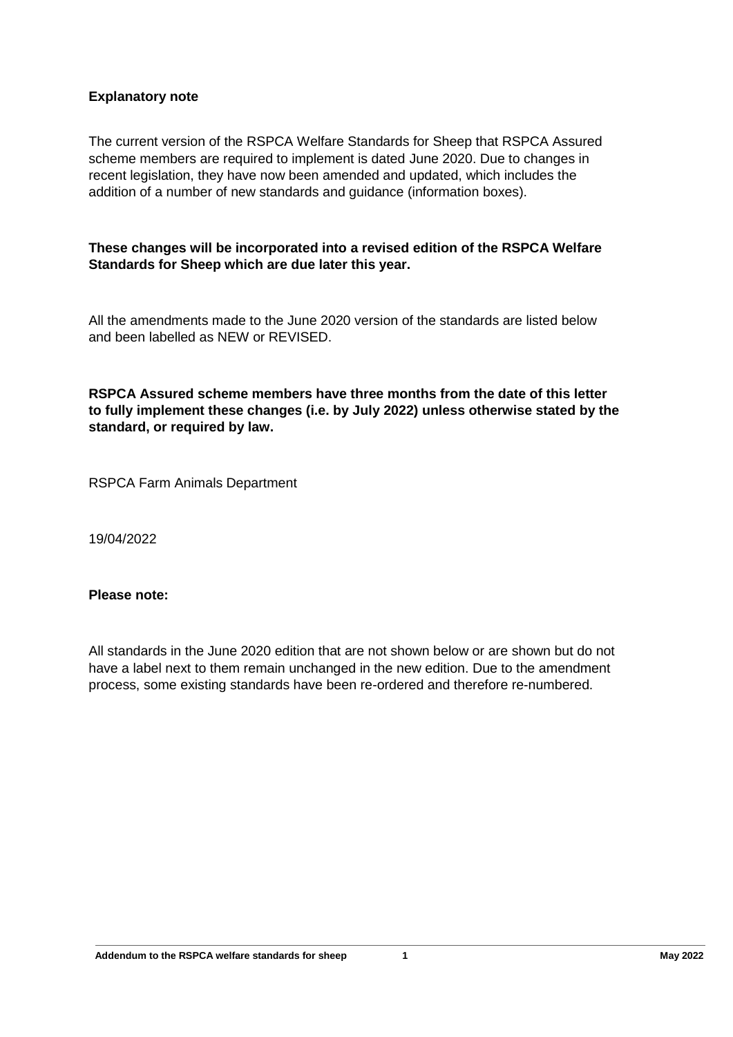**Explanatory note**

The current version of the RSPCA Welfare Standards for Sheep that RSPCA Assured scheme members are required to implement is dated June 2020. Due to changes in recent legislation, they have now been amended and updated, which includes the addition of a number of new standards and guidance (information boxes).

**These changes will be incorporated into a revised edition of the RSPCA Welfare Standards for Sheep which are due later this year.**

All the amendments made to the June 2020 version of the standards are listed below and been labelled as NEW or REVISED.

**RSPCA Assured scheme members have three months from the date of this letter to fully implement these changes (i.e. by July 2022) unless otherwise stated by the standard, or required by law.**

RSPCA Farm Animals Department

19/04/2022

**Please note:**

All standards in the June 2020 edition that are not shown below or are shown but do not have a label next to them remain unchanged in the new edition. Due to the amendment process, some existing standards have been re-ordered and therefore re-numbered.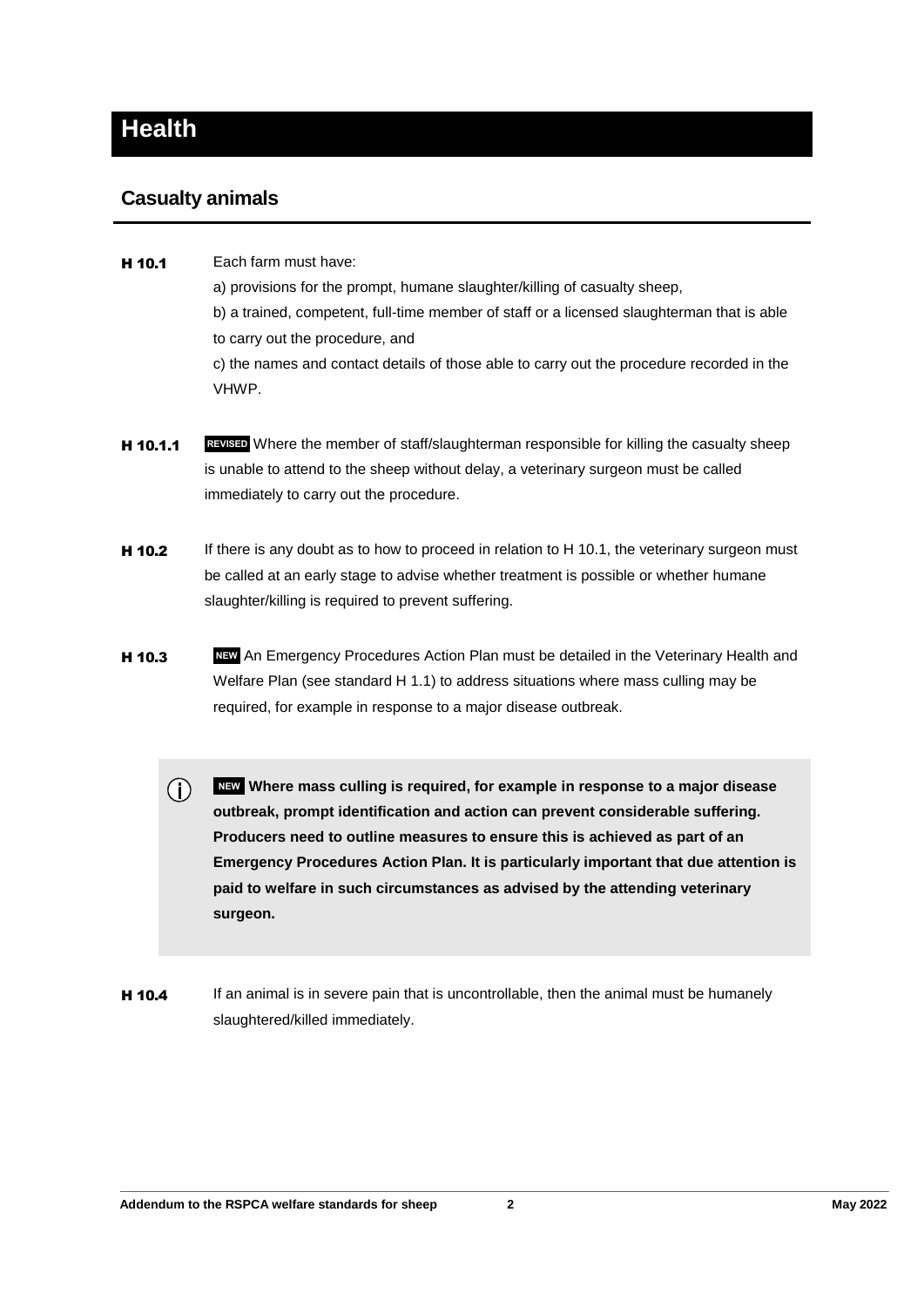# Health

## Casualty animals

**H 10.1** Each farm must have:

a) provisions for the prompt, humane slaughter/killing of casualty sheep,

b) a trained, competent, full-time member of staff or a licensed slaughterman that is able to carry out the procedure, and

c) the names and contact details of those able to carry out the procedure recorded in the VHWP.

**H 10.1.1** **REVISED** Where the member of staff/slaughterman responsible for killing the casualty sheep is unable to attend to the sheep without delay, a veterinary surgeon must be called immediately to carry out the procedure.

**H 10.2** If there is any doubt as to how to proceed in relation to H 10.1, the veterinary surgeon must be called at an early stage to advise whether treatment is possible or whether humane slaughter/killing is required to prevent suffering.

**H 10.3** **NEW** An Emergency Procedures Action Plan must be detailed in the Veterinary Health and Welfare Plan (see standard H 1.1) to address situations where mass culling may be required, for example in response to a major disease outbreak.

> ⓘ **NEW Where mass culling is required, for example in response to a major disease outbreak, prompt identification and action can prevent considerable suffering. Producers need to outline measures to ensure this is achieved as part of an Emergency Procedures Action Plan. It is particularly important that due attention is paid to welfare in such circumstances as advised by the attending veterinary surgeon.**

**H 10.4** If an animal is in severe pain that is uncontrollable, then the animal must be humanely slaughtered/killed immediately.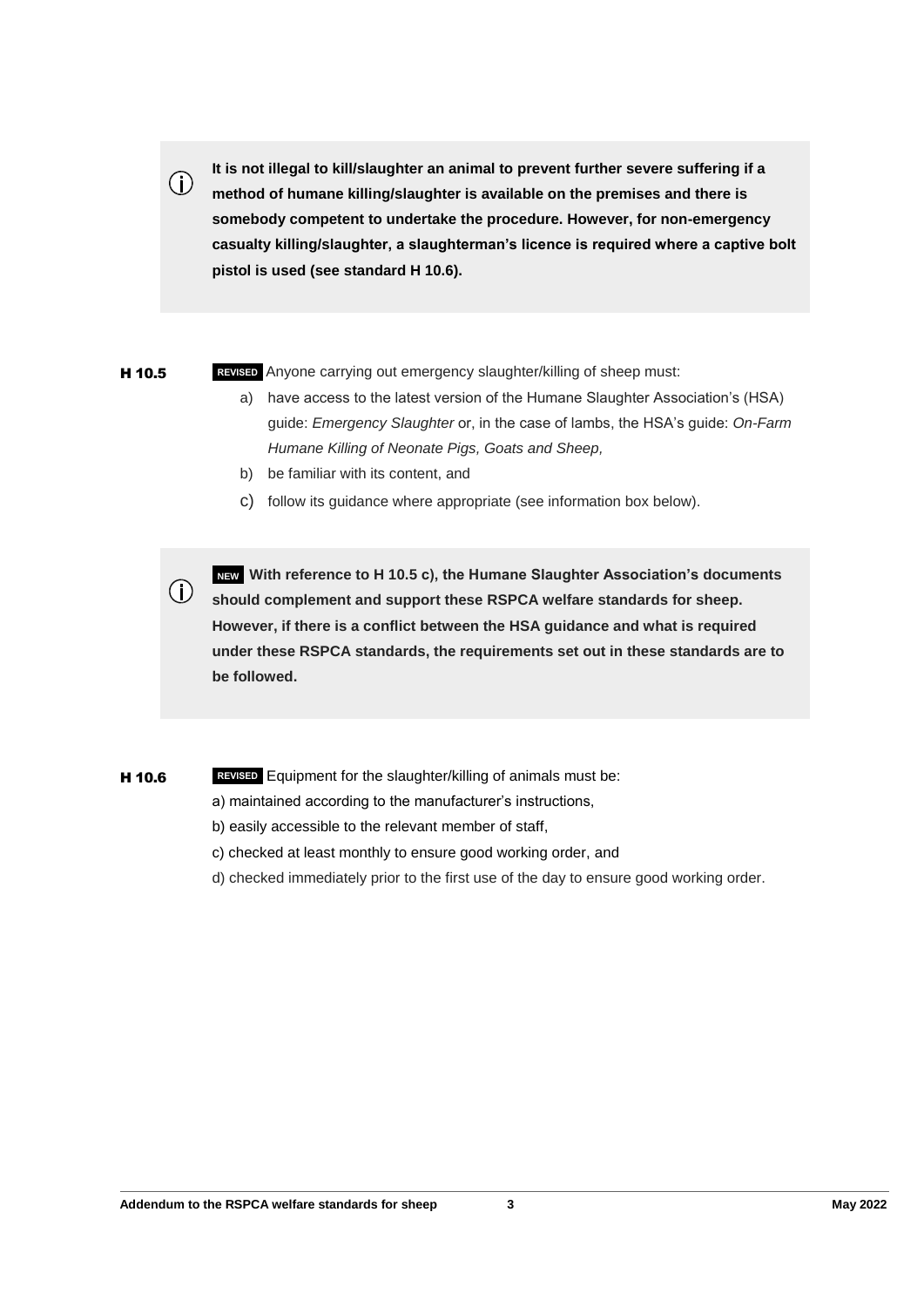> ⓘ **It is not illegal to kill/slaughter an animal to prevent further severe suffering if a method of humane killing/slaughter is available on the premises and there is somebody competent to undertake the procedure. However, for non-emergency casualty killing/slaughter, a slaughterman's licence is required where a captive bolt pistol is used (see standard H 10.6).**

**H 10.5** **REVISED** Anyone carrying out emergency slaughter/killing of sheep must:

a) have access to the latest version of the Humane Slaughter Association's (HSA) guide: *Emergency Slaughter* or, in the case of lambs, the HSA's guide: *On-Farm Humane Killing of Neonate Pigs, Goats and Sheep,*

b) be familiar with its content, and

c) follow its guidance where appropriate (see information box below).

> ⓘ **NEW** **With reference to H 10.5 c), the Humane Slaughter Association's documents should complement and support these RSPCA welfare standards for sheep. However, if there is a conflict between the HSA guidance and what is required under these RSPCA standards, the requirements set out in these standards are to be followed.**

**H 10.6** **REVISED** Equipment for the slaughter/killing of animals must be:

a) maintained according to the manufacturer's instructions,

b) easily accessible to the relevant member of staff,

c) checked at least monthly to ensure good working order, and

d) checked immediately prior to the first use of the day to ensure good working order.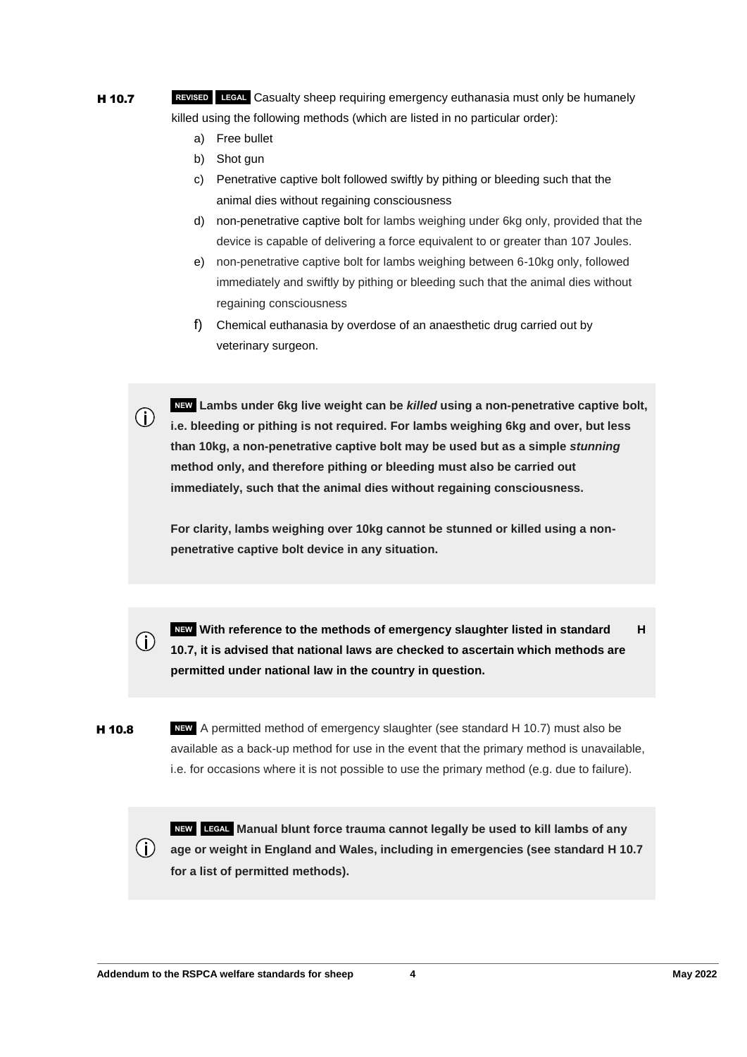**H 10.7** **REVISED** **LEGAL** Casualty sheep requiring emergency euthanasia must only be humanely killed using the following methods (which are listed in no particular order):

a) Free bullet
b) Shot gun
c) Penetrative captive bolt followed swiftly by pithing or bleeding such that the animal dies without regaining consciousness
d) non-penetrative captive bolt for lambs weighing under 6kg only, provided that the device is capable of delivering a force equivalent to or greater than 107 Joules.
e) non-penetrative captive bolt for lambs weighing between 6-10kg only, followed immediately and swiftly by pithing or bleeding such that the animal dies without regaining consciousness
f) Chemical euthanasia by overdose of an anaesthetic drug carried out by veterinary surgeon.

> ⓘ **NEW Lambs under 6kg live weight can be *killed* using a non-penetrative captive bolt, i.e. bleeding or pithing is not required. For lambs weighing 6kg and over, but less than 10kg, a non-penetrative captive bolt may be used but as a simple *stunning* method only, and therefore pithing or bleeding must also be carried out immediately, such that the animal dies without regaining consciousness.**
>
> **For clarity, lambs weighing over 10kg cannot be stunned or killed using a non-penetrative captive bolt device in any situation.**

> ⓘ **NEW With reference to the methods of emergency slaughter listed in standard H 10.7, it is advised that national laws are checked to ascertain which methods are permitted under national law in the country in question.**

**H 10.8** **NEW** A permitted method of emergency slaughter (see standard H 10.7) must also be available as a back-up method for use in the event that the primary method is unavailable, i.e. for occasions where it is not possible to use the primary method (e.g. due to failure).

> ⓘ **NEW LEGAL Manual blunt force trauma cannot legally be used to kill lambs of any age or weight in England and Wales, including in emergencies (see standard H 10.7 for a list of permitted methods).**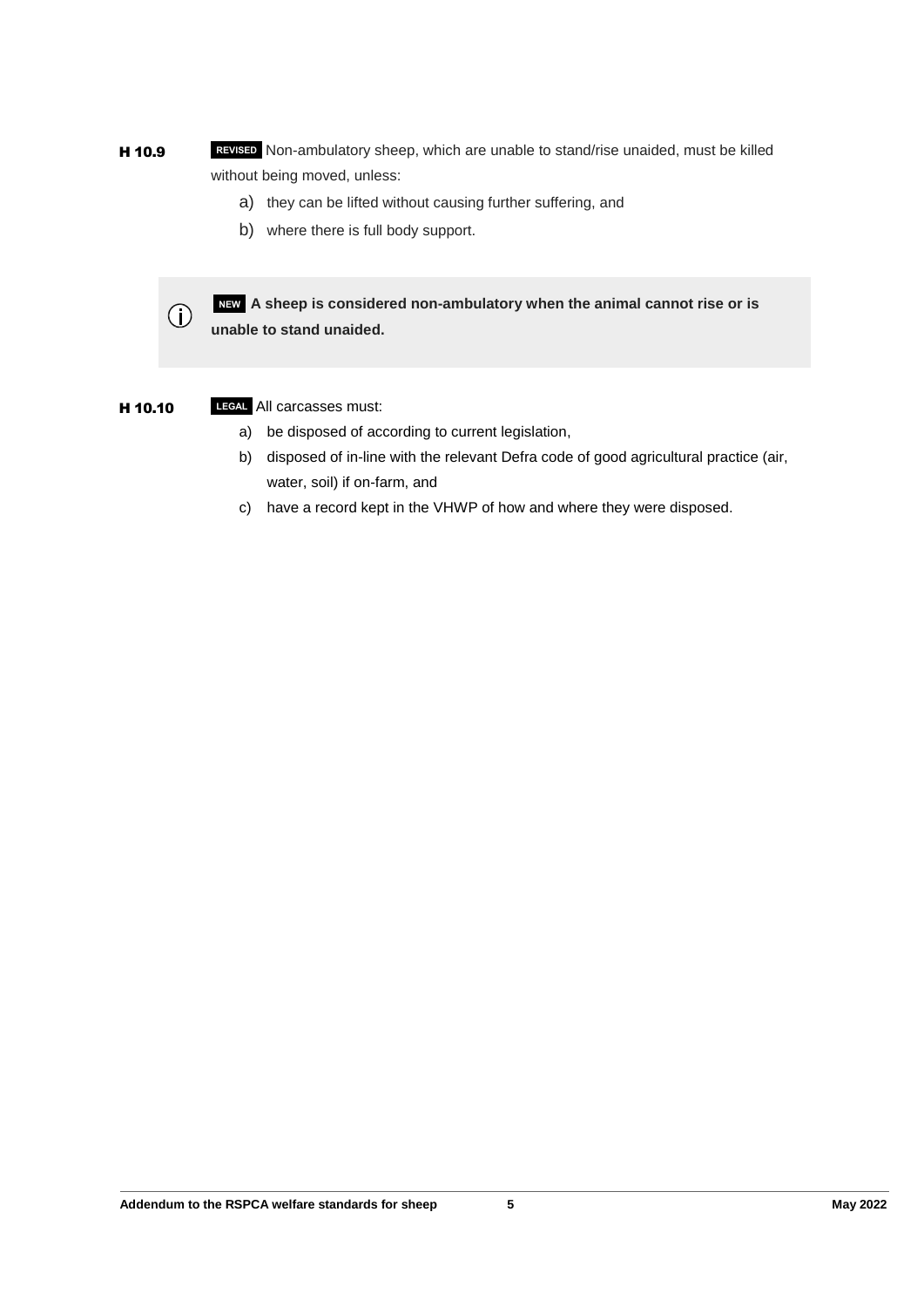**H 10.9** **REVISED** Non-ambulatory sheep, which are unable to stand/rise unaided, must be killed without being moved, unless:

a) they can be lifted without causing further suffering, and

b) where there is full body support.

> **NEW** **A sheep is considered non-ambulatory when the animal cannot rise or is unable to stand unaided.**

**H 10.10** **LEGAL** All carcasses must:

a) be disposed of according to current legislation,

b) disposed of in-line with the relevant Defra code of good agricultural practice (air, water, soil) if on-farm, and

c) have a record kept in the VHWP of how and where they were disposed.